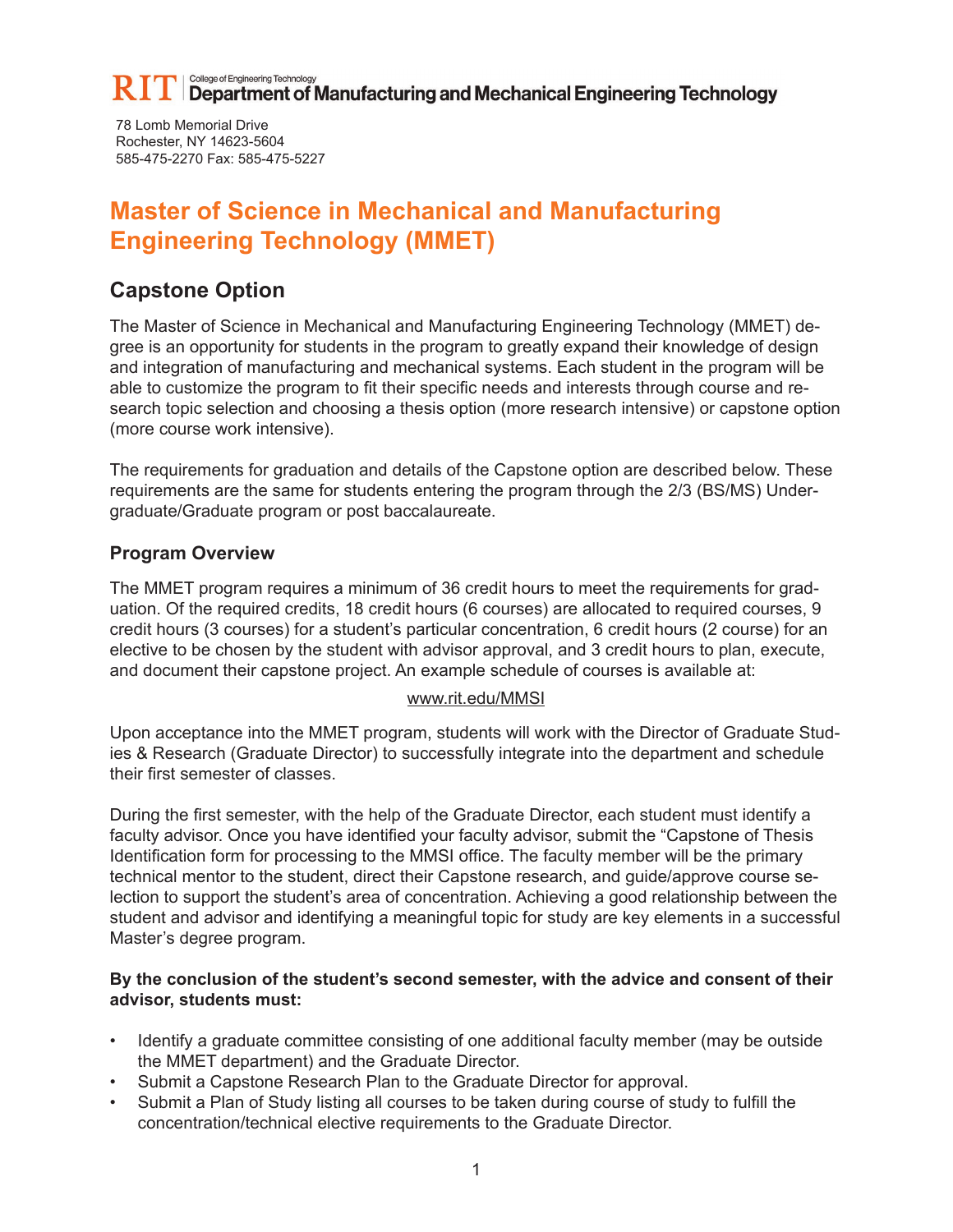RIT | College of Engineering Technology
**Department of Manufacturing and Mechanical Engineering Technology**

78 Lomb Memorial Drive
Rochester, NY 14623-5604
585-475-2270 Fax: 585-475-5227

# Master of Science in Mechanical and Manufacturing Engineering Technology (MMET)

## Capstone Option

The Master of Science in Mechanical and Manufacturing Engineering Technology (MMET) degree is an opportunity for students in the program to greatly expand their knowledge of design and integration of manufacturing and mechanical systems. Each student in the program will be able to customize the program to fit their specific needs and interests through course and research topic selection and choosing a thesis option (more research intensive) or capstone option (more course work intensive).

The requirements for graduation and details of the Capstone option are described below. These requirements are the same for students entering the program through the 2/3 (BS/MS) Undergraduate/Graduate program or post baccalaureate.

### Program Overview

The MMET program requires a minimum of 36 credit hours to meet the requirements for graduation. Of the required credits, 18 credit hours (6 courses) are allocated to required courses, 9 credit hours (3 courses) for a student's particular concentration, 6 credit hours (2 course) for an elective to be chosen by the student with advisor approval, and 3 credit hours to plan, execute, and document their capstone project. An example schedule of courses is available at:

www.rit.edu/MMSI

Upon acceptance into the MMET program, students will work with the Director of Graduate Studies & Research (Graduate Director) to successfully integrate into the department and schedule their first semester of classes.

During the first semester, with the help of the Graduate Director, each student must identify a faculty advisor. Once you have identified your faculty advisor, submit the "Capstone of Thesis Identification form for processing to the MMSI office. The faculty member will be the primary technical mentor to the student, direct their Capstone research, and guide/approve course selection to support the student's area of concentration. Achieving a good relationship between the student and advisor and identifying a meaningful topic for study are key elements in a successful Master's degree program.

**By the conclusion of the student's second semester, with the advice and consent of their advisor, students must:**

- Identify a graduate committee consisting of one additional faculty member (may be outside the MMET department) and the Graduate Director.
- Submit a Capstone Research Plan to the Graduate Director for approval.
- Submit a Plan of Study listing all courses to be taken during course of study to fulfill the concentration/technical elective requirements to the Graduate Director.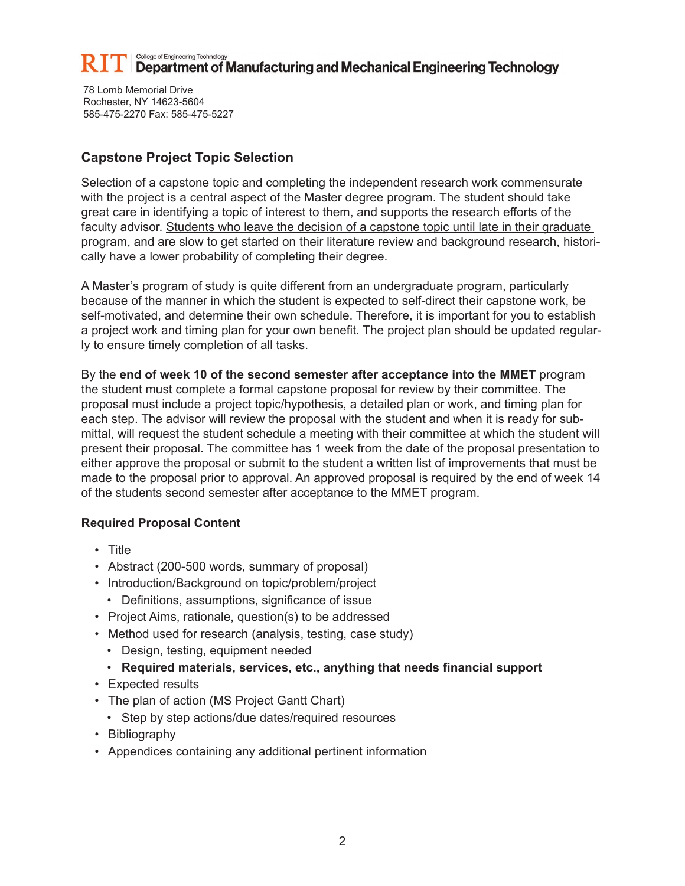RIT | College of Engineering Technology
Department of Manufacturing and Mechanical Engineering Technology

78 Lomb Memorial Drive
Rochester, NY 14623-5604
585-475-2270 Fax: 585-475-5227

## Capstone Project Topic Selection

Selection of a capstone topic and completing the independent research work commensurate with the project is a central aspect of the Master degree program. The student should take great care in identifying a topic of interest to them, and supports the research efforts of the faculty advisor. <u>Students who leave the decision of a capstone topic until late in their graduate program, and are slow to get started on their literature review and background research, historically have a lower probability of completing their degree.</u>

A Master's program of study is quite different from an undergraduate program, particularly because of the manner in which the student is expected to self-direct their capstone work, be self-motivated, and determine their own schedule. Therefore, it is important for you to establish a project work and timing plan for your own benefit. The project plan should be updated regularly to ensure timely completion of all tasks.

By the **end of week 10 of the second semester after acceptance into the MMET** program the student must complete a formal capstone proposal for review by their committee. The proposal must include a project topic/hypothesis, a detailed plan or work, and timing plan for each step. The advisor will review the proposal with the student and when it is ready for submittal, will request the student schedule a meeting with their committee at which the student will present their proposal. The committee has 1 week from the date of the proposal presentation to either approve the proposal or submit to the student a written list of improvements that must be made to the proposal prior to approval. An approved proposal is required by the end of week 14 of the students second semester after acceptance to the MMET program.

### Required Proposal Content

- Title
- Abstract (200-500 words, summary of proposal)
- Introduction/Background on topic/problem/project
  - Definitions, assumptions, significance of issue
- Project Aims, rationale, question(s) to be addressed
- Method used for research (analysis, testing, case study)
  - Design, testing, equipment needed
  - **Required materials, services, etc., anything that needs financial support**
- Expected results
- The plan of action (MS Project Gantt Chart)
  - Step by step actions/due dates/required resources
- Bibliography
- Appendices containing any additional pertinent information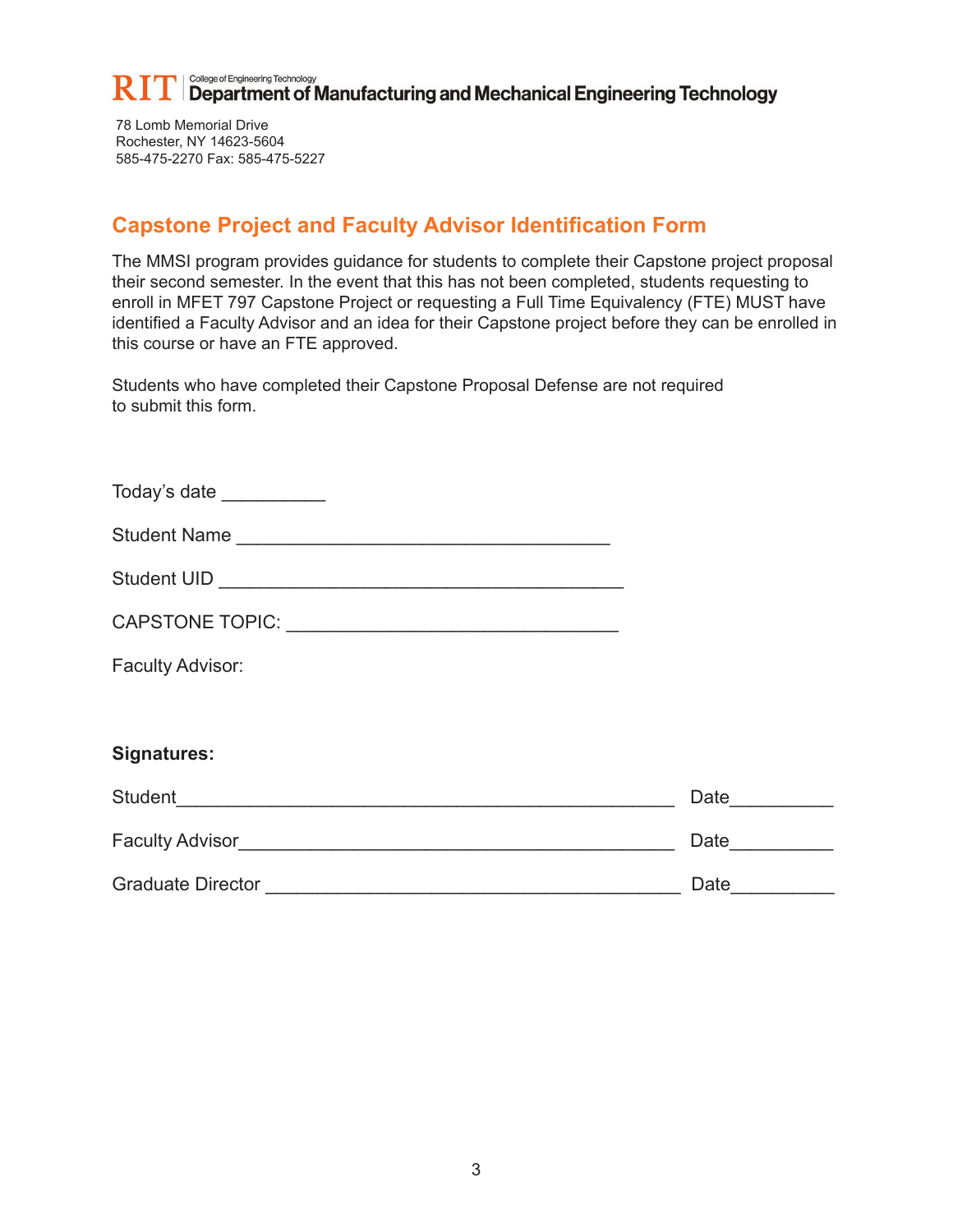RIT | College of Engineering Technology
**Department of Manufacturing and Mechanical Engineering Technology**

78 Lomb Memorial Drive
Rochester, NY 14623-5604
585-475-2270 Fax: 585-475-5227

## Capstone Project and Faculty Advisor Identification Form

The MMSI program provides guidance for students to complete their Capstone project proposal their second semester. In the event that this has not been completed, students requesting to enroll in MFET 797 Capstone Project or requesting a Full Time Equivalency (FTE) MUST have identified a Faculty Advisor and an idea for their Capstone project before they can be enrolled in this course or have an FTE approved.

Students who have completed their Capstone Proposal Defense are not required to submit this form.

Today's date __________

Student Name ____________________________________

Student UID ______________________________________

CAPSTONE TOPIC: ________________________________

Faculty Advisor:

**Signatures:**

Student________________________________________________ Date__________

Faculty Advisor__________________________________________ Date__________

Graduate Director ________________________________________ Date__________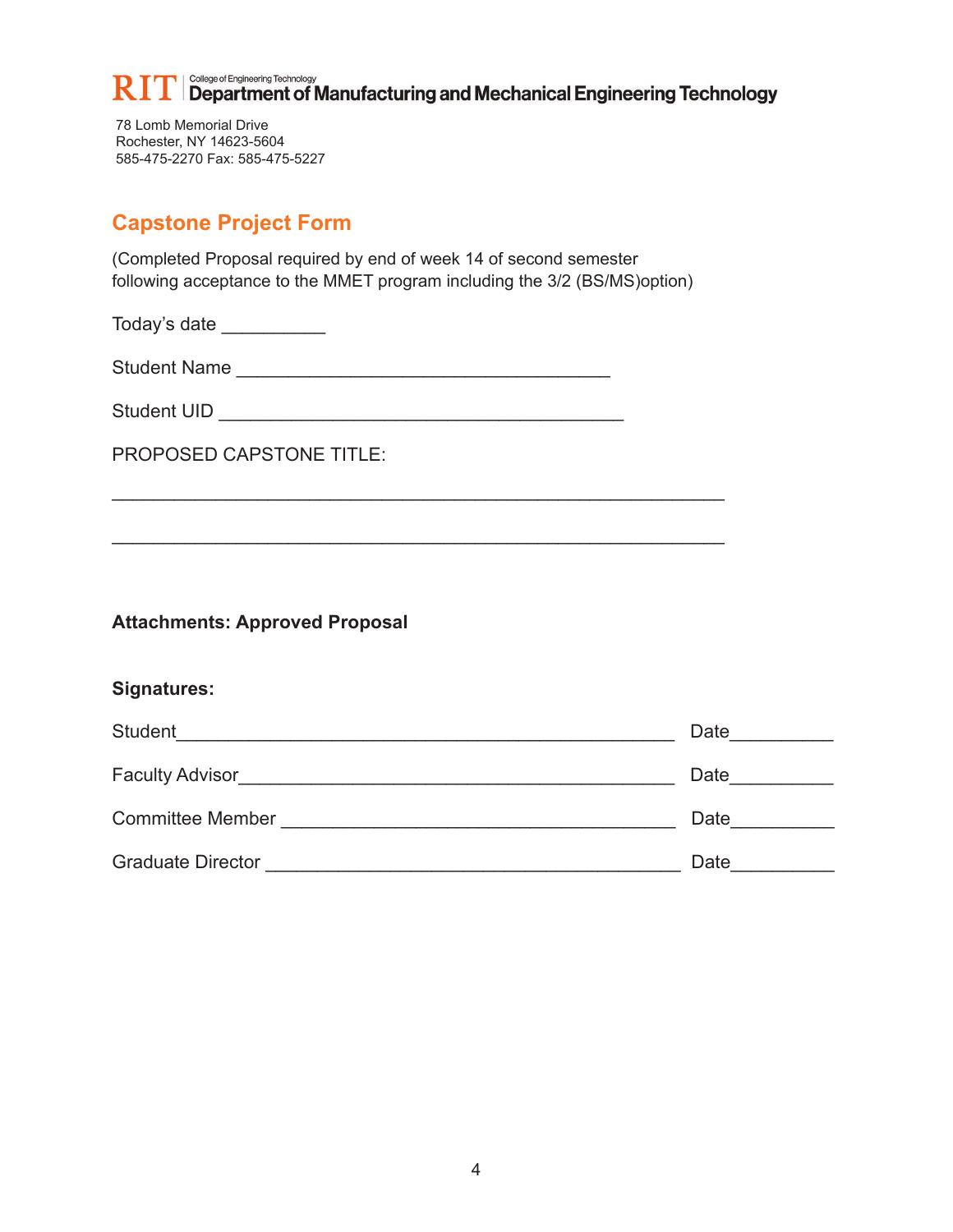RIT | College of Engineering Technology
Department of Manufacturing and Mechanical Engineering Technology

78 Lomb Memorial Drive
Rochester, NY 14623-5604
585-475-2270 Fax: 585-475-5227

## Capstone Project Form

(Completed Proposal required by end of week 14 of second semester following acceptance to the MMET program including the 3/2 (BS/MS)option)

Today's date __________

Student Name ____________________________________

Student UID _______________________________________

PROPOSED CAPSTONE TITLE:

___________________________________________________________

___________________________________________________________

**Attachments: Approved Proposal**

**Signatures:**

Student________________________________________________ Date__________

Faculty Advisor__________________________________________ Date__________

Committee Member ______________________________________ Date__________

Graduate Director ________________________________________ Date__________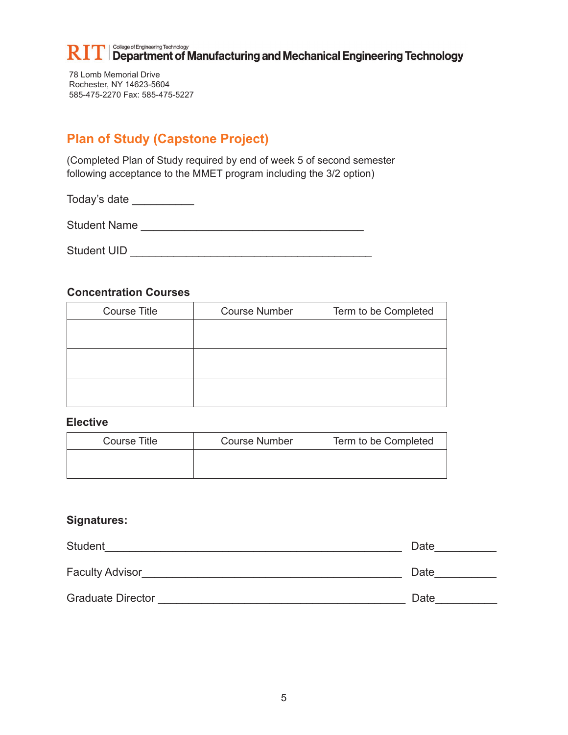RIT | College of Engineering Technology
**Department of Manufacturing and Mechanical Engineering Technology**

78 Lomb Memorial Drive
Rochester, NY 14623-5604
585-475-2270 Fax: 585-475-5227

## Plan of Study (Capstone Project)

(Completed Plan of Study required by end of week 5 of second semester following acceptance to the MMET program including the 3/2 option)

Today's date __________

Student Name ____________________________________

Student UID _______________________________________

### Concentration Courses

| Course Title | Course Number | Term to be Completed |
|---|---|---|
| | | |
| | | |
| | | |

### Elective

| Course Title | Course Number | Term to be Completed |
|---|---|---|
| | | |

**Signatures:**

Student________________________________________________ Date__________

Faculty Advisor__________________________________________ Date__________

Graduate Director ________________________________________ Date__________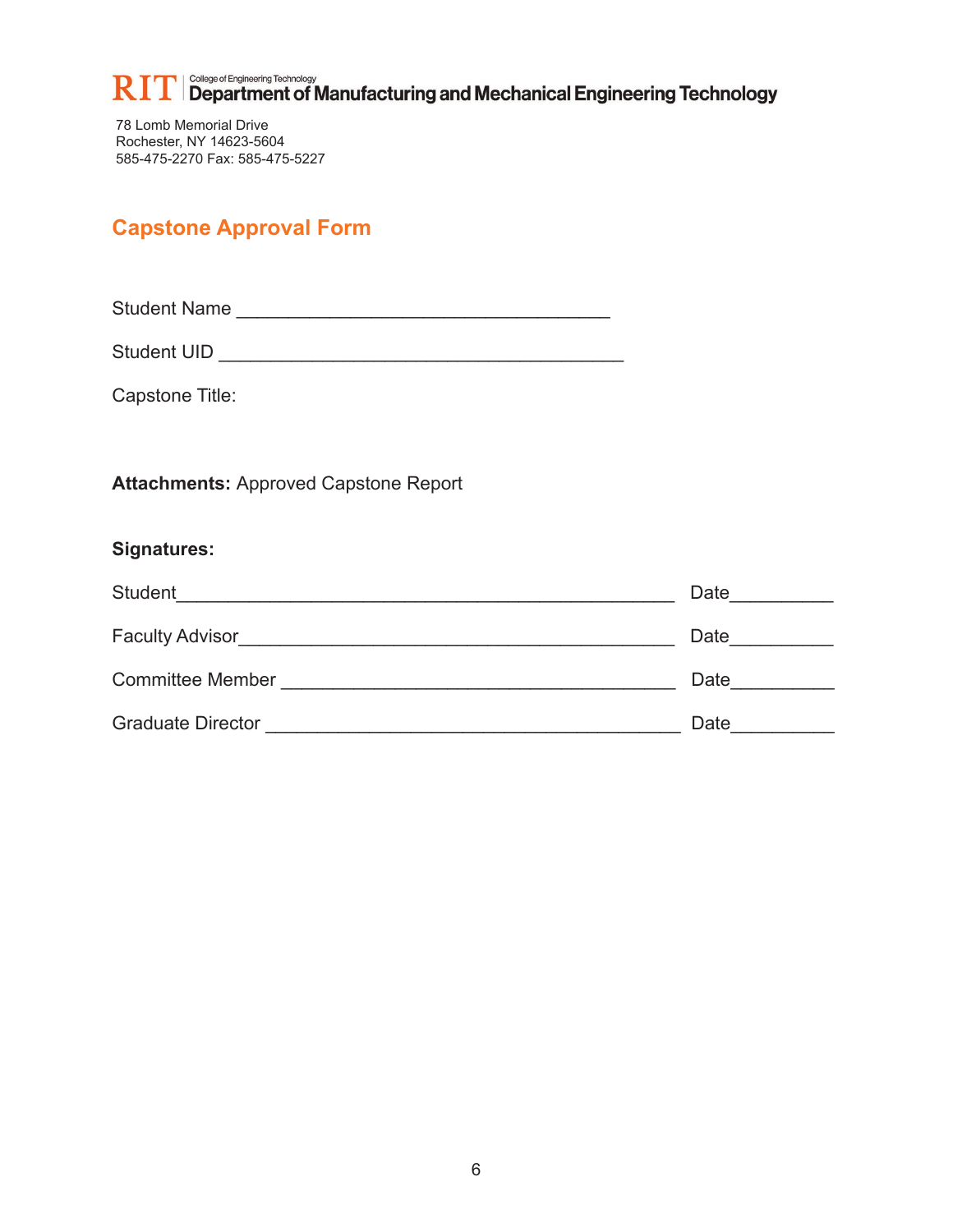RIT | College of Engineering Technology
**Department of Manufacturing and Mechanical Engineering Technology**

78 Lomb Memorial Drive
Rochester, NY 14623-5604
585-475-2270 Fax: 585-475-5227

## Capstone Approval Form

Student Name ___________________________________

Student UID ______________________________________

Capstone Title:

**Attachments:** Approved Capstone Report

**Signatures:**

Student_______________________________________________ Date__________

Faculty Advisor_________________________________________ Date__________

Committee Member ______________________________________ Date__________

Graduate Director _______________________________________ Date__________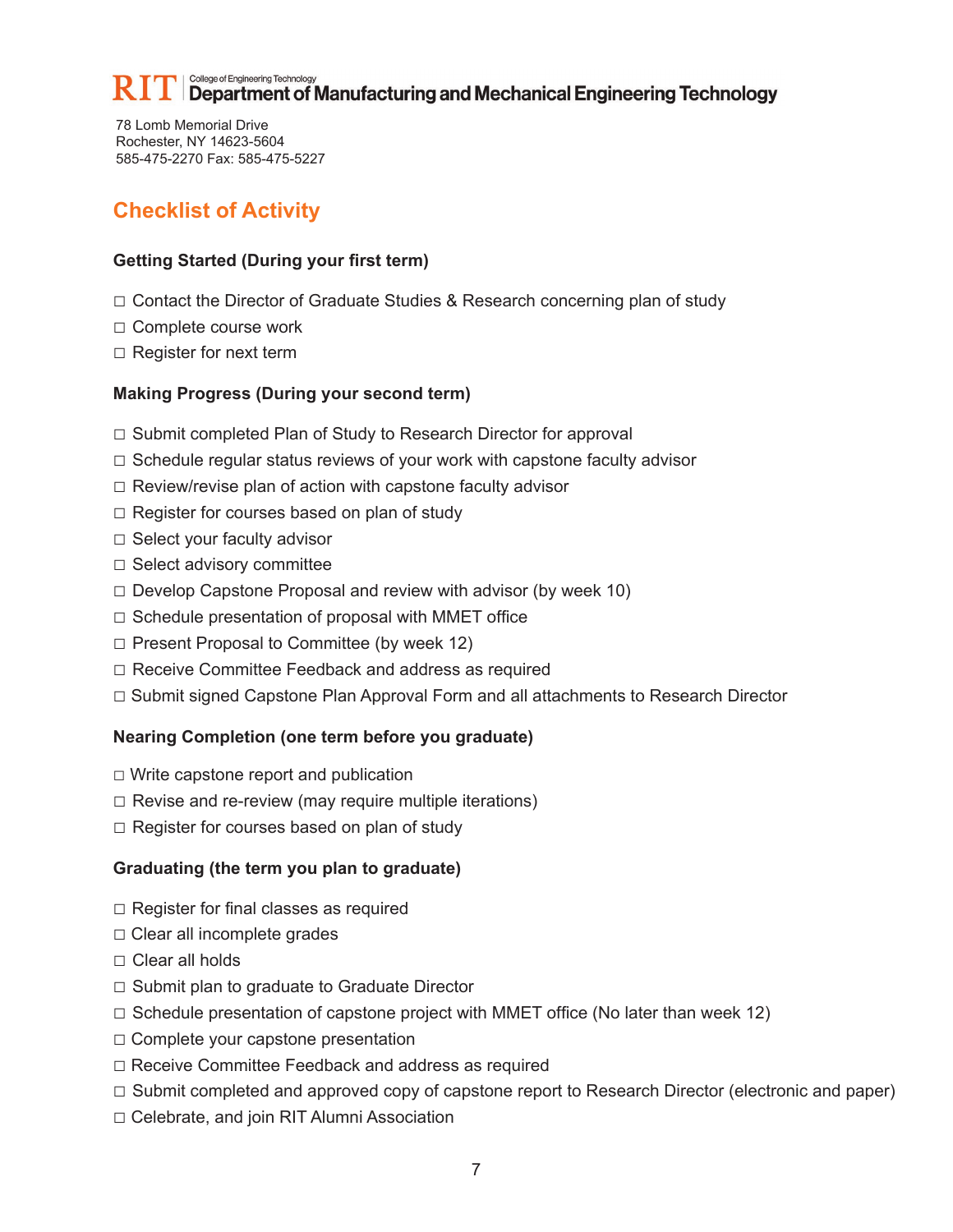RIT | College of Engineering Technology
Department of Manufacturing and Mechanical Engineering Technology

78 Lomb Memorial Drive
Rochester, NY 14623-5604
585-475-2270 Fax: 585-475-5227

# Checklist of Activity

**Getting Started (During your first term)**

- ☐ Contact the Director of Graduate Studies & Research concerning plan of study
- ☐ Complete course work
- ☐ Register for next term

**Making Progress (During your second term)**

- ☐ Submit completed Plan of Study to Research Director for approval
- ☐ Schedule regular status reviews of your work with capstone faculty advisor
- ☐ Review/revise plan of action with capstone faculty advisor
- ☐ Register for courses based on plan of study
- ☐ Select your faculty advisor
- ☐ Select advisory committee
- ☐ Develop Capstone Proposal and review with advisor (by week 10)
- ☐ Schedule presentation of proposal with MMET office
- ☐ Present Proposal to Committee (by week 12)
- ☐ Receive Committee Feedback and address as required
- ☐ Submit signed Capstone Plan Approval Form and all attachments to Research Director

**Nearing Completion (one term before you graduate)**

- ☐ Write capstone report and publication
- ☐ Revise and re-review (may require multiple iterations)
- ☐ Register for courses based on plan of study

**Graduating (the term you plan to graduate)**

- ☐ Register for final classes as required
- ☐ Clear all incomplete grades
- ☐ Clear all holds
- ☐ Submit plan to graduate to Graduate Director
- ☐ Schedule presentation of capstone project with MMET office (No later than week 12)
- ☐ Complete your capstone presentation
- ☐ Receive Committee Feedback and address as required
- ☐ Submit completed and approved copy of capstone report to Research Director (electronic and paper)
- ☐ Celebrate, and join RIT Alumni Association